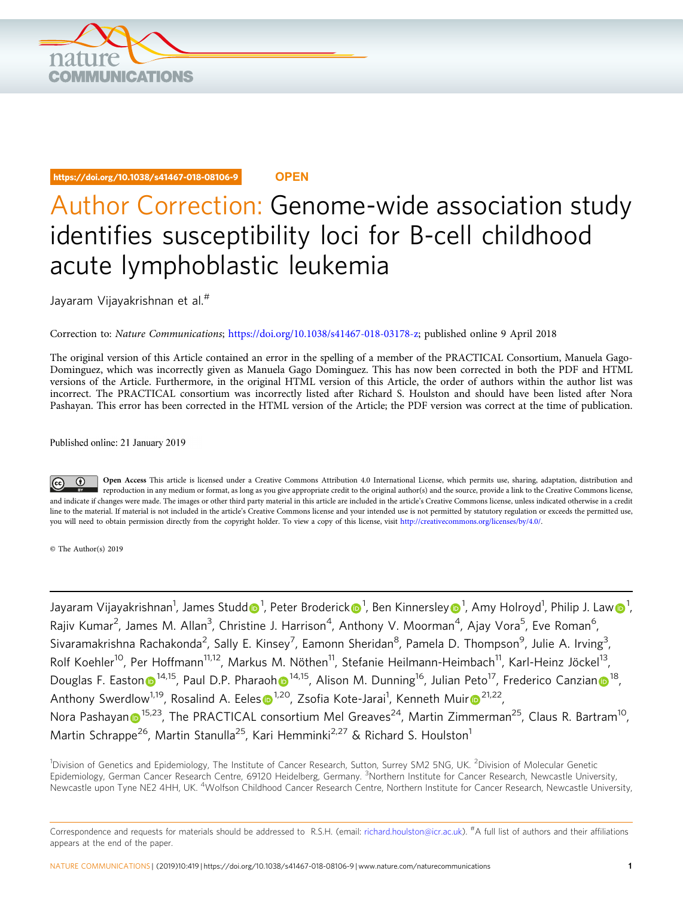https://doi.org/10.1038/s41467-018-08106-9 **OPEN**

# Author Correction: Genome-wide association study identifies susceptibility loci for B-cell childhood acute lymphoblastic leukemia

Jayaram Vijayakrishnan et al.#

Correction to: *Nature Communications*; https://doi.org/10.1038/s41467-018-03178-z; published online 9 April 2018

The original version of this Article contained an error in the spelling of a member of the PRACTICAL Consortium, Manuela Gago-Dominguez, which was incorrectly given as Manuela Gago Dominguez. This has now been corrected in both the PDF and HTML versions of the Article. Furthermore, in the original HTML version of this Article, the order of authors within the author list was incorrect. The PRACTICAL consortium was incorrectly listed after Richard S. Houlston and should have been listed after Nora Pashayan. This error has been corrected in the HTML version of the Article; the PDF version was correct at the time of publication.

Published online: 21 January 2019

**Open Access** This article is licensed under a Creative Commons Attribution 4.0 International License, which permits use, sharing, adaptation, distribution and reproduction in any medium or format, as long as you give appropriate credit to the original author(s) and the source, provide a link to the Creative Commons license, and indicate if changes were made. The images or other third party material in this article are included in the article's Creative Commons license, unless indicated otherwise in a credit line to the material. If material is not included in the article's Creative Commons license and your intended use is not permitted by statutory regulation or exceeds the permitted use, you will need to obtain permission directly from the copyright holder. To view a copy of this license, visit http://creativecommons.org/licenses/by/4.0/.

© The Author(s) 2019

---

Jayaram Vijayakrishnan[1], James Studd[1], Peter Broderick[1], Ben Kinnersley[1], Amy Holroyd[1], Philip J. Law[1], Rajiv Kumar[2], James M. Allan[3], Christine J. Harrison[4], Anthony V. Moorman[4], Ajay Vora[5], Eve Roman[6], Sivaramakrishna Rachakonda[2], Sally E. Kinsey[7], Eamonn Sheridan[8], Pamela D. Thompson[9], Julie A. Irving[3], Rolf Koehler[10], Per Hoffmann[11,12], Markus M. Nöthen[11], Stefanie Heilmann-Heimbach[11], Karl-Heinz Jöckel[13], Douglas F. Easton[14,15], Paul D.P. Pharaoh[14,15], Alison M. Dunning[16], Julian Peto[17], Frederico Canzian[18], Anthony Swerdlow[1,19], Rosalind A. Eeles[1,20], Zsofia Kote-Jarai[1], Kenneth Muir[21,22], Nora Pashayan[15,23], The PRACTICAL consortium Mel Greaves[24], Martin Zimmerman[25], Claus R. Bartram[10], Martin Schrappe[26], Martin Stanulla[25], Kari Hemminki[2,27] & Richard S. Houlston[1]

[1]Division of Genetics and Epidemiology, The Institute of Cancer Research, Sutton, Surrey SM2 5NG, UK. [2]Division of Molecular Genetic Epidemiology, German Cancer Research Centre, 69120 Heidelberg, Germany. [3]Northern Institute for Cancer Research, Newcastle University, Newcastle upon Tyne NE2 4HH, UK. [4]Wolfson Childhood Cancer Research Centre, Northern Institute for Cancer Research, Newcastle University,

Correspondence and requests for materials should be addressed to R.S.H. (email: richard.houlston@icr.ac.uk). #A full list of authors and their affiliations appears at the end of the paper.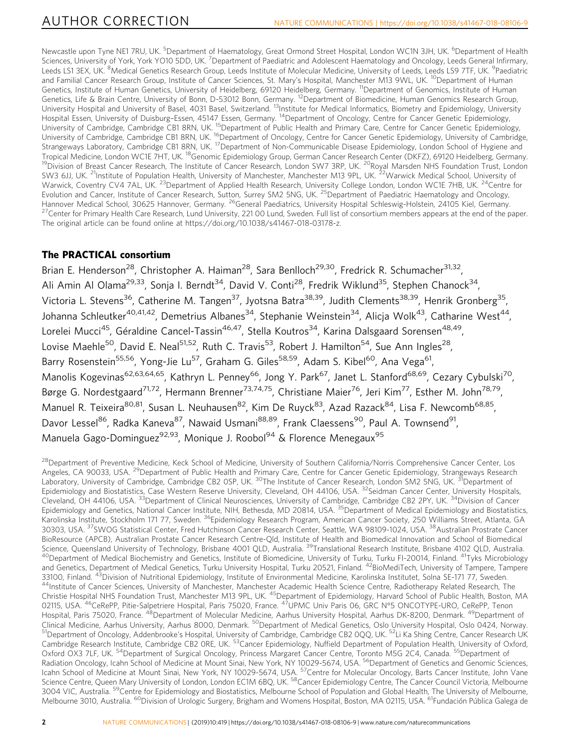Newcastle upon Tyne NE1 7RU, UK. [5]Department of Haematology, Great Ormond Street Hospital, London WC1N 3JH, UK. [6]Department of Health Sciences, University of York, York YO10 5DD, UK. [7]Department of Paediatric and Adolescent Haematology and Oncology, Leeds General Infirmary, Leeds LS1 3EX, UK. [8]Medical Genetics Research Group, Leeds Institute of Molecular Medicine, University of Leeds, Leeds LS9 7TF, UK. [9]Paediatric and Familial Cancer Research Group, Institute of Cancer Sciences, St. Mary's Hospital, Manchester M13 9WL, UK. [10]Department of Human Genetics, Institute of Human Genetics, University of Heidelberg, 69120 Heidelberg, Germany. [11]Department of Genomics, Institute of Human Genetics, Life & Brain Centre, University of Bonn, D-53012 Bonn, Germany. [12]Department of Biomedicine, Human Genomics Research Group, University Hospital and University of Basel, 4031 Basel, Switzerland. [13]Institute for Medical Informatics, Biometry and Epidemiology, University Hospital Essen, University of Duisburg–Essen, 45147 Essen, Germany. [14]Department of Oncology, Centre for Cancer Genetic Epidemiology, University of Cambridge, Cambridge CB1 8RN, UK. [15]Department of Public Health and Primary Care, Centre for Cancer Genetic Epidemiology, University of Cambridge, Cambridge CB1 8RN, UK. [16]Department of Oncology, Centre for Cancer Genetic Epidemiology, University of Cambridge, Strangeways Laboratory, Cambridge CB1 8RN, UK. [17]Department of Non-Communicable Disease Epidemiology, London School of Hygiene and Tropical Medicine, London WC1E 7HT, UK. [18]Genomic Epidemiology Group, German Cancer Research Center (DKFZ), 69120 Heidelberg, Germany. [19]Division of Breast Cancer Research, The Institute of Cancer Research, London SW7 3RP, UK. [20]Royal Marsden NHS Foundation Trust, London SW3 6JJ, UK. [21]Institute of Population Health, University of Manchester, Manchester M13 9PL, UK. [22]Warwick Medical School, University of Warwick, Coventry CV4 7AL, UK. [23]Department of Applied Health Research, University College London, London WC1E 7HB, UK. [24]Centre for Evolution and Cancer, Institute of Cancer Research, Sutton, Surrey SM2 5NG, UK. [25]Department of Paediatric Haematology and Oncology, Hannover Medical School, 30625 Hannover, Germany. [26]General Paediatrics, University Hospital Schleswig-Holstein, 24105 Kiel, Germany. [27]Center for Primary Health Care Research, Lund University, 221 00 Lund, Sweden. Full list of consortium members appears at the end of the paper. The original article can be found online at https://doi.org/10.1038/s41467-018-03178-z.

## The PRACTICAL consortium

Brian E. Henderson[28], Christopher A. Haiman[28], Sara Benlloch[29,30], Fredrick R. Schumacher[31,32], Ali Amin Al Olama[29,33], Sonja I. Berndt[34], David V. Conti[28], Fredrik Wiklund[35], Stephen Chanock[34], Victoria L. Stevens[36], Catherine M. Tangen[37], Jyotsna Batra[38,39], Judith Clements[38,39], Henrik Gronberg[35], Johanna Schleutker[40,41,42], Demetrius Albanes[34], Stephanie Weinstein[34], Alicja Wolk[43], Catharine West[44], Lorelei Mucci[45], Géraldine Cancel-Tassin[46,47], Stella Koutros[34], Karina Dalsgaard Sorensen[48,49], Lovise Maehle[50], David E. Neal[51,52], Ruth C. Travis[53], Robert J. Hamilton[54], Sue Ann Ingles[28], Barry Rosenstein[55,56], Yong-Jie Lu[57], Graham G. Giles[58,59], Adam S. Kibel[60], Ana Vega[61], Manolis Kogevinas[62,63,64,65], Kathryn L. Penney[66], Jong Y. Park[67], Janet L. Stanford[68,69], Cezary Cybulski[70], Børge G. Nordestgaard[71,72], Hermann Brenner[73,74,75], Christiane Maier[76], Jeri Kim[77], Esther M. John[78,79], Manuel R. Teixeira[80,81], Susan L. Neuhausen[82], Kim De Ruyck[83], Azad Razack[84], Lisa F. Newcomb[68,85], Davor Lessel[86], Radka Kaneva[87], Nawaid Usmani[88,89], Frank Claessens[90], Paul A. Townsend[91], Manuela Gago-Dominguez[92,93], Monique J. Roobol[94] & Florence Menegaux[95]

[28]Department of Preventive Medicine, Keck School of Medicine, University of Southern California/Norris Comprehensive Cancer Center, Los Angeles, CA 90033, USA. [29]Department of Public Health and Primary Care, Centre for Cancer Genetic Epidemiology, Strangeways Research Laboratory, University of Cambridge, Cambridge CB2 0SP, UK. [30]The Institute of Cancer Research, London SM2 5NG, UK. [31]Department of Epidemiology and Biostatistics, Case Western Reserve University, Cleveland, OH 44106, USA. [32]Seidman Cancer Center, University Hospitals, Cleveland, OH 44106, USA. [33]Department of Clinical Neurosciences, University of Cambridge, Cambridge CB2 2PY, UK. [34]Division of Cancer Epidemiology and Genetics, National Cancer Institute, NIH, Bethesda, MD 20814, USA. [35]Department of Medical Epidemiology and Biostatistics, Karolinska Institute, Stockholm 171 77, Sweden. [36]Epidemiology Research Program, American Cancer Society, 250 Williams Street, Atlanta, GA 30303, USA. [37]SWOG Statistical Center, Fred Hutchinson Cancer Research Center, Seattle, WA 98109-1024, USA. [38]Australian Prostrate Cancer BioResource (APCB), Australian Prostate Cancer Research Centre-Qld, Institute of Health and Biomedical Innovation and School of Biomedical Science, Queensland University of Technology, Brisbane 4001 QLD, Australia. [39]Translational Research Institute, Brisbane 4102 QLD, Australia. [40]Department of Medical Biochemistry and Genetics, Institute of Biomedicine, University of Turku, Turku FI-20014, Finland. [41]Tyks Microbiology and Genetics, Department of Medical Genetics, Turku University Hospital, Turku 20521, Finland. [42]BioMediTech, University of Tampere, Tampere 33100, Finland. [43]Division of Nutritional Epidemiology, Institute of Environmental Medicine, Karolinska Institutet, Solna SE-171 77, Sweden. [44]Institute of Cancer Sciences, University of Manchester, Manchester Academic Health Science Centre, Radiotherapy Related Research, The Christie Hospital NHS Foundation Trust, Manchester M13 9PL, UK. [45]Department of Epidemiology, Harvard School of Public Health, Boston, MA 02115, USA. [46]CeRePP, Pitie-Salpetriere Hospital, Paris 75020, France. [47]UPMC Univ Paris 06, GRC N°5 ONCOTYPE-URO, CeRePP, Tenon Hospital, Paris 75020, France. [48]Department of Molecular Medicine, Aarhus University Hospital, Aarhus DK-8200, Denmark. [49]Department of Clinical Medicine, Aarhus University, Aarhus 8000, Denmark. [50]Department of Medical Genetics, Oslo University Hospital, Oslo 0424, Norway. [51]Department of Oncology, Addenbrooke's Hospital, University of Cambridge, Cambridge CB2 0QQ, UK. [52]Li Ka Shing Centre, Cancer Research UK Cambridge Research Institute, Cambridge CB2 0RE, UK. [53]Cancer Epidemiology, Nuffield Department of Population Health, University of Oxford, Oxford OX3 7LF, UK. [54]Department of Surgical Oncology, Princess Margaret Cancer Centre, Toronto M5G 2C4, Canada. [55]Department of Radiation Oncology, Icahn School of Medicine at Mount Sinai, New York, NY 10029-5674, USA. [56]Department of Genetics and Genomic Sciences, Icahn School of Medicine at Mount Sinai, New York, NY 10029-5674, USA. [57]Centre for Molecular Oncology, Barts Cancer Institute, John Vane Science Centre, Queen Mary University of London, London EC1M 6BQ, UK. [58]Cancer Epidemiology Centre, The Cancer Council Victoria, Melbourne 3004 VIC, Australia. [59]Centre for Epidemiology and Biostatistics, Melbourne School of Population and Global Health, The University of Melbourne, Melbourne 3010, Australia. [60]Division of Urologic Surgery, Brigham and Womens Hospital, Boston, MA 02115, USA. [61]Fundación Pública Galega de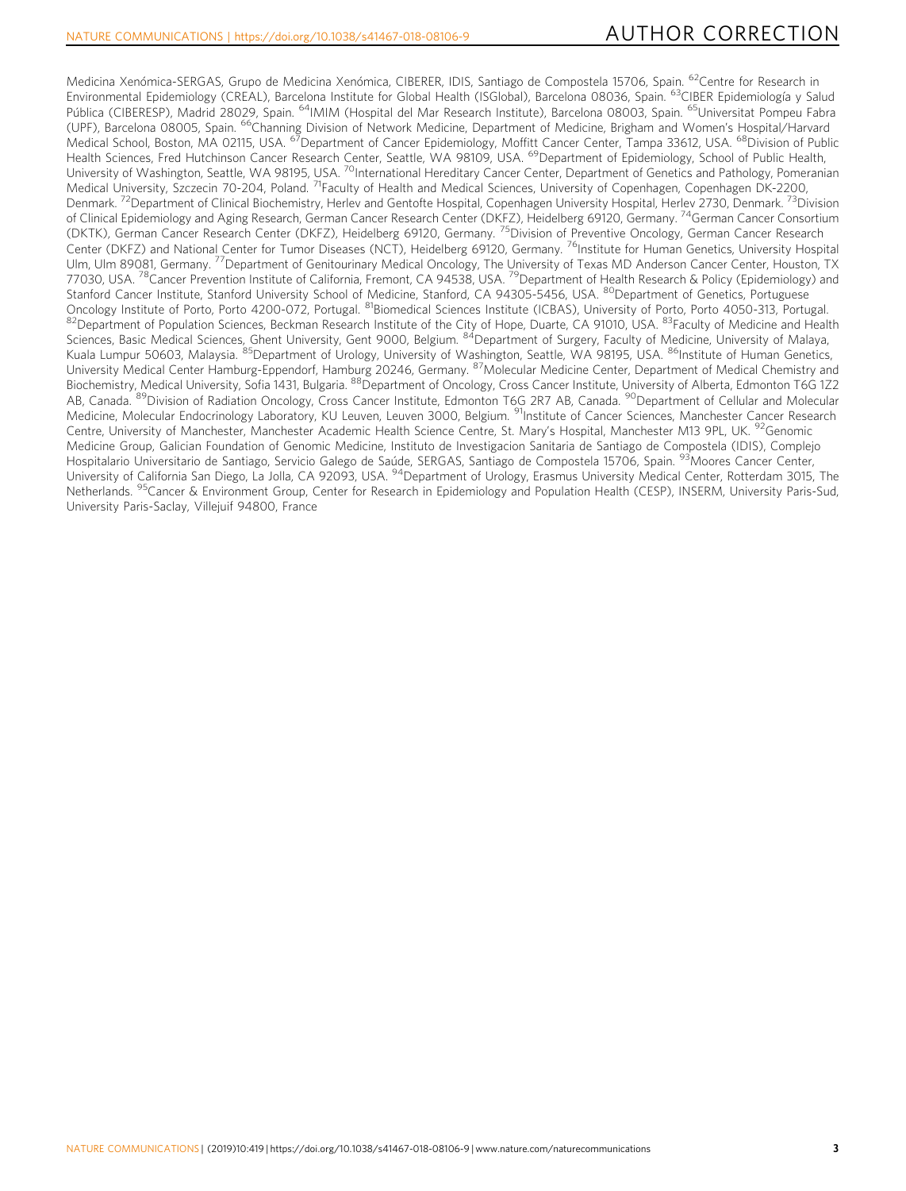Medicina Xenómica-SERGAS, Grupo de Medicina Xenómica, CIBERER, IDIS, Santiago de Compostela 15706, Spain. [62]Centre for Research in Environmental Epidemiology (CREAL), Barcelona Institute for Global Health (ISGlobal), Barcelona 08036, Spain. [63]CIBER Epidemiología y Salud Pública (CIBERESP), Madrid 28029, Spain. [64]IMIM (Hospital del Mar Research Institute), Barcelona 08003, Spain. [65]Universitat Pompeu Fabra (UPF), Barcelona 08005, Spain. [66]Channing Division of Network Medicine, Department of Medicine, Brigham and Women's Hospital/Harvard Medical School, Boston, MA 02115, USA. [67]Department of Cancer Epidemiology, Moffitt Cancer Center, Tampa 33612, USA. [68]Division of Public Health Sciences, Fred Hutchinson Cancer Research Center, Seattle, WA 98109, USA. [69]Department of Epidemiology, School of Public Health, University of Washington, Seattle, WA 98195, USA. [70]International Hereditary Cancer Center, Department of Genetics and Pathology, Pomeranian Medical University, Szczecin 70-204, Poland. [71]Faculty of Health and Medical Sciences, University of Copenhagen, Copenhagen DK-2200, Denmark. [72]Department of Clinical Biochemistry, Herlev and Gentofte Hospital, Copenhagen University Hospital, Herlev 2730, Denmark. [73]Division of Clinical Epidemiology and Aging Research, German Cancer Research Center (DKFZ), Heidelberg 69120, Germany. [74]German Cancer Consortium (DKTK), German Cancer Research Center (DKFZ), Heidelberg 69120, Germany. [75]Division of Preventive Oncology, German Cancer Research Center (DKFZ) and National Center for Tumor Diseases (NCT), Heidelberg 69120, Germany. [76]Institute for Human Genetics, University Hospital Ulm, Ulm 89081, Germany. [77]Department of Genitourinary Medical Oncology, The University of Texas MD Anderson Cancer Center, Houston, TX 77030, USA. [78]Cancer Prevention Institute of California, Fremont, CA 94538, USA. [79]Department of Health Research & Policy (Epidemiology) and Stanford Cancer Institute, Stanford University School of Medicine, Stanford, CA 94305-5456, USA. [80]Department of Genetics, Portuguese Oncology Institute of Porto, Porto 4200-072, Portugal. [81]Biomedical Sciences Institute (ICBAS), University of Porto, Porto 4050-313, Portugal. [82]Department of Population Sciences, Beckman Research Institute of the City of Hope, Duarte, CA 91010, USA. [83]Faculty of Medicine and Health Sciences, Basic Medical Sciences, Ghent University, Gent 9000, Belgium. [84]Department of Surgery, Faculty of Medicine, University of Malaya, Kuala Lumpur 50603, Malaysia. [85]Department of Urology, University of Washington, Seattle, WA 98195, USA. [86]Institute of Human Genetics, University Medical Center Hamburg-Eppendorf, Hamburg 20246, Germany. [87]Molecular Medicine Center, Department of Medical Chemistry and Biochemistry, Medical University, Sofia 1431, Bulgaria. [88]Department of Oncology, Cross Cancer Institute, University of Alberta, Edmonton T6G 1Z2 AB, Canada. [89]Division of Radiation Oncology, Cross Cancer Institute, Edmonton T6G 2R7 AB, Canada. [90]Department of Cellular and Molecular Medicine, Molecular Endocrinology Laboratory, KU Leuven, Leuven 3000, Belgium. [91]Institute of Cancer Sciences, Manchester Cancer Research Centre, University of Manchester, Manchester Academic Health Science Centre, St. Mary's Hospital, Manchester M13 9PL, UK. [92]Genomic Medicine Group, Galician Foundation of Genomic Medicine, Instituto de Investigacion Sanitaria de Santiago de Compostela (IDIS), Complejo Hospitalario Universitario de Santiago, Servicio Galego de Saúde, SERGAS, Santiago de Compostela 15706, Spain. [93]Moores Cancer Center, University of California San Diego, La Jolla, CA 92093, USA. [94]Department of Urology, Erasmus University Medical Center, Rotterdam 3015, The Netherlands. [95]Cancer & Environment Group, Center for Research in Epidemiology and Population Health (CESP), INSERM, University Paris-Sud, University Paris-Saclay, Villejuif 94800, France